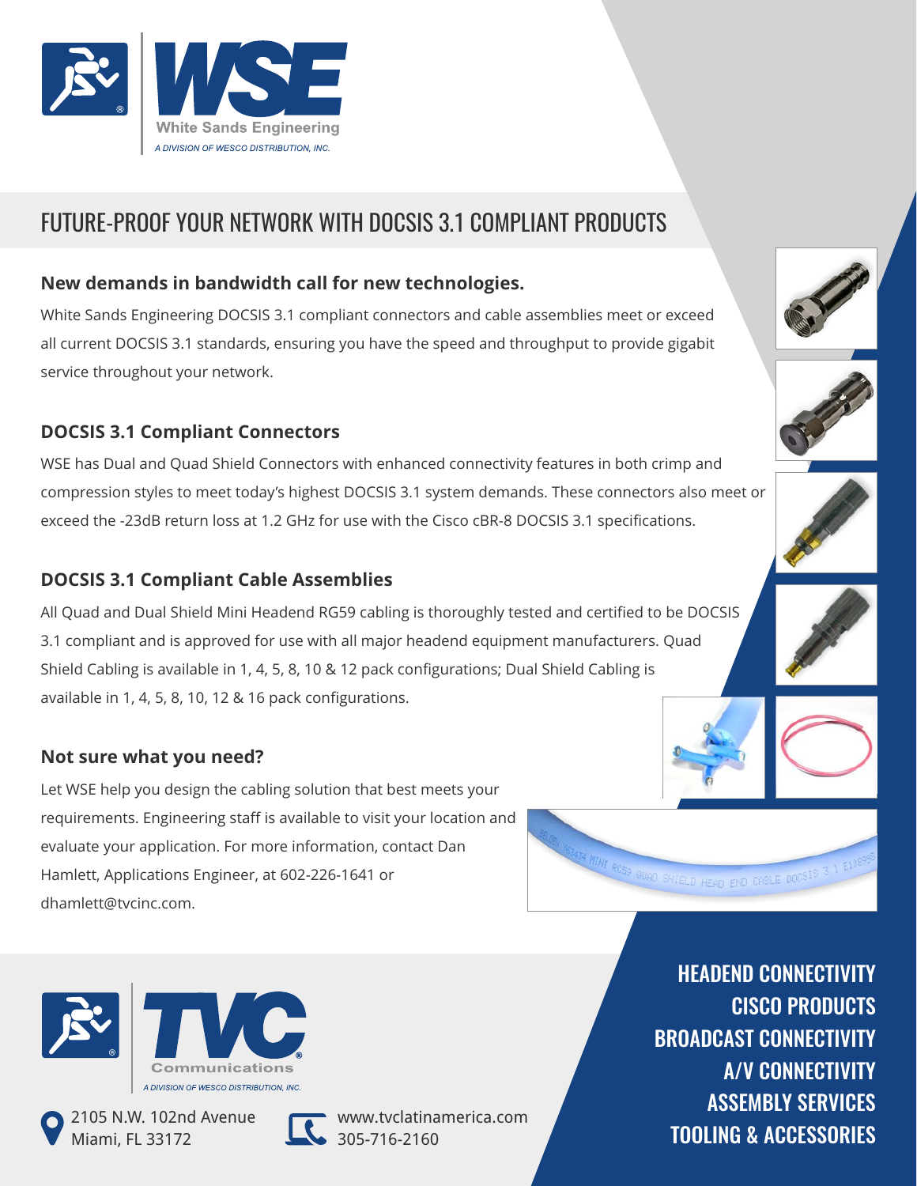White Sands Engineering

*A DIVISION OF WESCO DISTRIBUTION, INC.*

# FUTURE-PROOF YOUR NETWORK WITH DOCSIS 3.1 COMPLIANT PRODUCTS

### New demands in bandwidth call for new technologies.

White Sands Engineering DOCSIS 3.1 compliant connectors and cable assemblies meet or exceed all current DOCSIS 3.1 standards, ensuring you have the speed and throughput to provide gigabit service throughout your network.

### DOCSIS 3.1 Compliant Connectors

WSE has Dual and Quad Shield Connectors with enhanced connectivity features in both crimp and compression styles to meet today's highest DOCSIS 3.1 system demands. These connectors also meet or exceed the -23dB return loss at 1.2 GHz for use with the Cisco cBR-8 DOCSIS 3.1 specifications.

### DOCSIS 3.1 Compliant Cable Assemblies

All Quad and Dual Shield Mini Headend RG59 cabling is thoroughly tested and certified to be DOCSIS 3.1 compliant and is approved for use with all major headend equipment manufacturers. Quad Shield Cabling is available in 1, 4, 5, 8, 10 & 12 pack configurations; Dual Shield Cabling is available in 1, 4, 5, 8, 10, 12 & 16 pack configurations.

### Not sure what you need?

Let WSE help you design the cabling solution that best meets your requirements. Engineering staff is available to visit your location and evaluate your application. For more information, contact Dan Hamlett, Applications Engineer, at 602-226-1641 or dhamlett@tvcinc.com.

TVC Communications

*A DIVISION OF WESCO DISTRIBUTION, INC.*

2105 N.W. 102nd Avenue
Miami, FL 33172

www.tvclatinamerica.com
305-716-2160

**HEADEND CONNECTIVITY**
**CISCO PRODUCTS**
**BROADCAST CONNECTIVITY**
**A/V CONNECTIVITY**
**ASSEMBLY SERVICES**
**TOOLING & ACCESSORIES**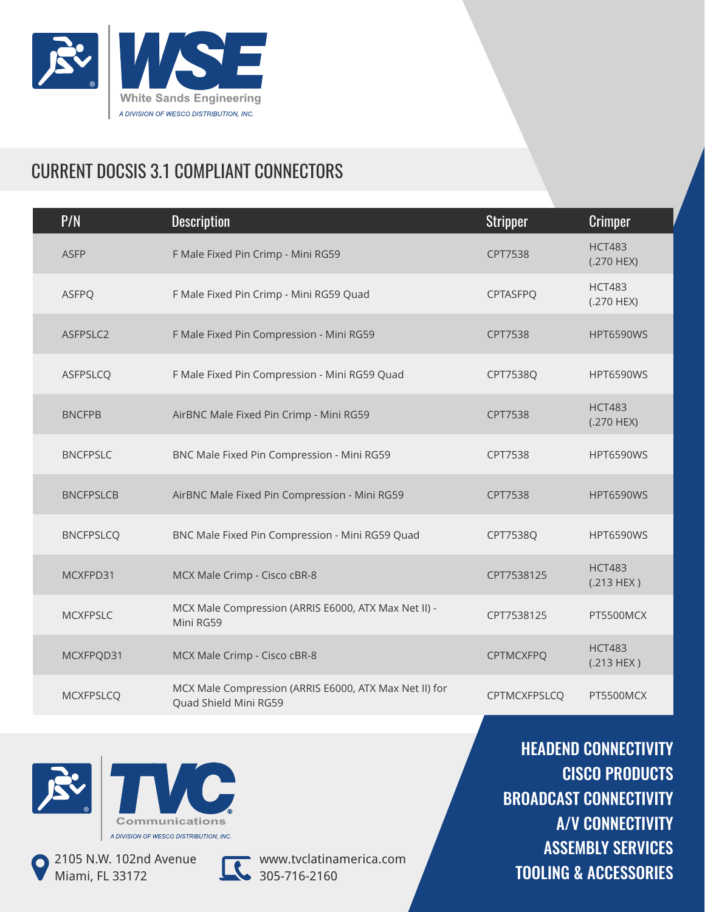White Sands Engineering

A DIVISION OF WESCO DISTRIBUTION, INC.

## CURRENT DOCSIS 3.1 COMPLIANT CONNECTORS

| P/N | Description | Stripper | Crimper |
|---|---|---|---|
| ASFP | F Male Fixed Pin Crimp - Mini RG59 | CPT7538 | HCT483 (.270 HEX) |
| ASFPQ | F Male Fixed Pin Crimp - Mini RG59 Quad | CPTASFPQ | HCT483 (.270 HEX) |
| ASFPSLC2 | F Male Fixed Pin Compression - Mini RG59 | CPT7538 | HPT6590WS |
| ASFPSLCQ | F Male Fixed Pin Compression - Mini RG59 Quad | CPT7538Q | HPT6590WS |
| BNCFPB | AirBNC Male Fixed Pin Crimp - Mini RG59 | CPT7538 | HCT483 (.270 HEX) |
| BNCFPSLC | BNC Male Fixed Pin Compression - Mini RG59 | CPT7538 | HPT6590WS |
| BNCFPSLCB | AirBNC Male Fixed Pin Compression - Mini RG59 | CPT7538 | HPT6590WS |
| BNCFPSLCQ | BNC Male Fixed Pin Compression - Mini RG59 Quad | CPT7538Q | HPT6590WS |
| MCXFPD31 | MCX Male Crimp - Cisco cBR-8 | CPT7538125 | HCT483 (.213 HEX ) |
| MCXFPSLC | MCX Male Compression (ARRIS E6000, ATX Max Net II) - Mini RG59 | CPT7538125 | PT5500MCX |
| MCXFPQD31 | MCX Male Crimp - Cisco cBR-8 | CPTMCXFPQ | HCT483 (.213 HEX ) |
| MCXFPSLCQ | MCX Male Compression (ARRIS E6000, ATX Max Net II) for Quad Shield Mini RG59 | CPTMCXFPSLCQ | PT5500MCX |

TVC Communications

A DIVISION OF WESCO DISTRIBUTION, INC.

2105 N.W. 102nd Avenue
Miami, FL 33172

www.tvclatinamerica.com
305-716-2160

**HEADEND CONNECTIVITY**
**CISCO PRODUCTS**
**BROADCAST CONNECTIVITY**
**A/V CONNECTIVITY**
**ASSEMBLY SERVICES**
**TOOLING & ACCESSORIES**